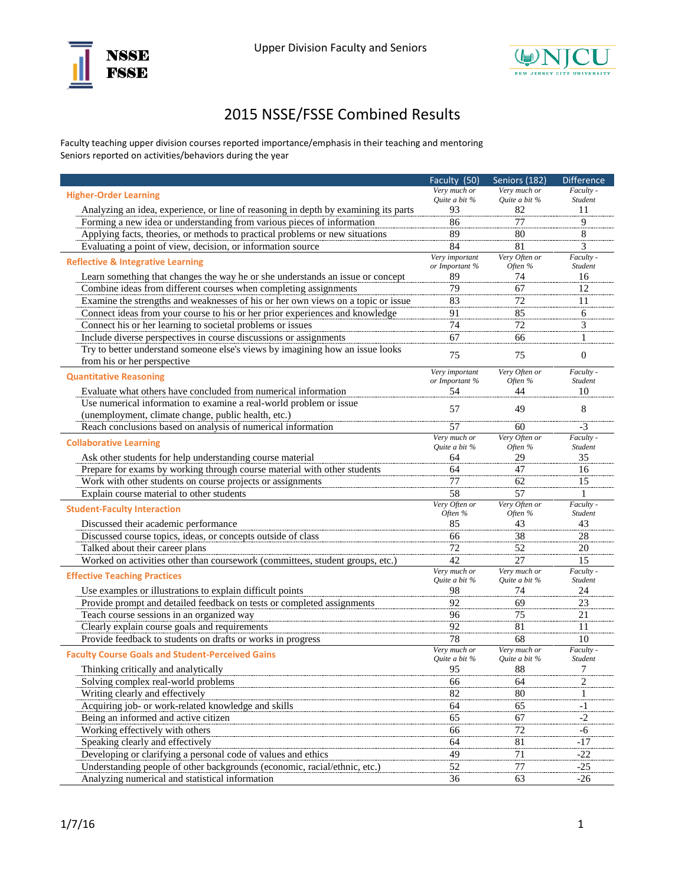Upper Division Faculty and Seniors

# 2015 NSSE/FSSE Combined Results

Faculty teaching upper division courses reported importance/emphasis in their teaching and mentoring
Seniors reported on activities/behaviors during the year

| | Faculty (50) | Seniors (182) | Difference |
|---|---|---|---|
| **Higher-Order Learning** | *Very much or Quite a bit %* | *Very much or Quite a bit %* | *Faculty - Student* |
| Analyzing an idea, experience, or line of reasoning in depth by examining its parts | 93 | 82 | 11 |
| Forming a new idea or understanding from various pieces of information | 86 | 77 | 9 |
| Applying facts, theories, or methods to practical problems or new situations | 89 | 80 | 8 |
| Evaluating a point of view, decision, or information source | 84 | 81 | 3 |
| **Reflective & Integrative Learning** | *Very important or Important %* | *Very Often or Often %* | *Faculty - Student* |
| Learn something that changes the way he or she understands an issue or concept | 89 | 74 | 16 |
| Combine ideas from different courses when completing assignments | 79 | 67 | 12 |
| Examine the strengths and weaknesses of his or her own views on a topic or issue | 83 | 72 | 11 |
| Connect ideas from your course to his or her prior experiences and knowledge | 91 | 85 | 6 |
| Connect his or her learning to societal problems or issues | 74 | 72 | 3 |
| Include diverse perspectives in course discussions or assignments | 67 | 66 | 1 |
| Try to better understand someone else's views by imagining how an issue looks from his or her perspective | 75 | 75 | 0 |
| **Quantitative Reasoning** | *Very important or Important %* | *Very Often or Often %* | *Faculty - Student* |
| Evaluate what others have concluded from numerical information | 54 | 44 | 10 |
| Use numerical information to examine a real-world problem or issue (unemployment, climate change, public health, etc.) | 57 | 49 | 8 |
| Reach conclusions based on analysis of numerical information | 57 | 60 | -3 |
| **Collaborative Learning** | *Very much or Quite a bit %* | *Very Often or Often %* | *Faculty - Student* |
| Ask other students for help understanding course material | 64 | 29 | 35 |
| Prepare for exams by working through course material with other students | 64 | 47 | 16 |
| Work with other students on course projects or assignments | 77 | 62 | 15 |
| Explain course material to other students | 58 | 57 | 1 |
| **Student-Faculty Interaction** | *Very Often or Often %* | *Very Often or Often %* | *Faculty - Student* |
| Discussed their academic performance | 85 | 43 | 43 |
| Discussed course topics, ideas, or concepts outside of class | 66 | 38 | 28 |
| Talked about their career plans | 72 | 52 | 20 |
| Worked on activities other than coursework (committees, student groups, etc.) | 42 | 27 | 15 |
| **Effective Teaching Practices** | *Very much or Quite a bit %* | *Very much or Quite a bit %* | *Faculty - Student* |
| Use examples or illustrations to explain difficult points | 98 | 74 | 24 |
| Provide prompt and detailed feedback on tests or completed assignments | 92 | 69 | 23 |
| Teach course sessions in an organized way | 96 | 75 | 21 |
| Clearly explain course goals and requirements | 92 | 81 | 11 |
| Provide feedback to students on drafts or works in progress | 78 | 68 | 10 |
| **Faculty Course Goals and Student-Perceived Gains** | *Very much or Quite a bit %* | *Very much or Quite a bit %* | *Faculty - Student* |
| Thinking critically and analytically | 95 | 88 | 7 |
| Solving complex real-world problems | 66 | 64 | 2 |
| Writing clearly and effectively | 82 | 80 | 1 |
| Acquiring job- or work-related knowledge and skills | 64 | 65 | -1 |
| Being an informed and active citizen | 65 | 67 | -2 |
| Working effectively with others | 66 | 72 | -6 |
| Speaking clearly and effectively | 64 | 81 | -17 |
| Developing or clarifying a personal code of values and ethics | 49 | 71 | -22 |
| Understanding people of other backgrounds (economic, racial/ethnic, etc.) | 52 | 77 | -25 |
| Analyzing numerical and statistical information | 36 | 63 | -26 |

1/7/16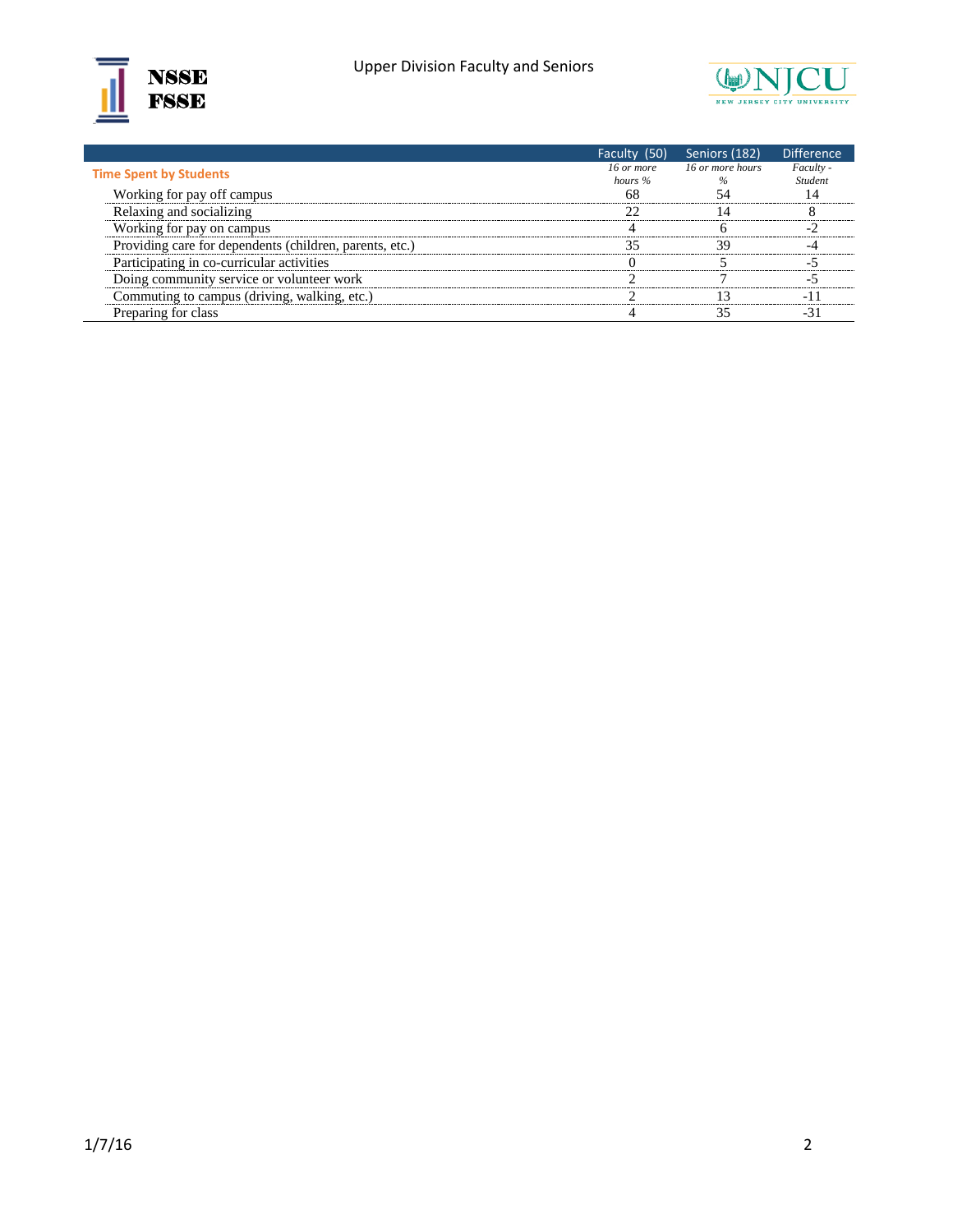| Time Spent by Students | Faculty (50) 16 or more hours % | Seniors (182) 16 or more hours % | Difference Faculty - Student |
|---|---|---|---|
| Working for pay off campus | 68 | 54 | 14 |
| Relaxing and socializing | 22 | 14 | 8 |
| Working for pay on campus | 4 | 6 | -2 |
| Providing care for dependents (children, parents, etc.) | 35 | 39 | -4 |
| Participating in co-curricular activities | 0 | 5 | -5 |
| Doing community service or volunteer work | 2 | 7 | -5 |
| Commuting to campus (driving, walking, etc.) | 2 | 13 | -11 |
| Preparing for class | 4 | 35 | -31 |